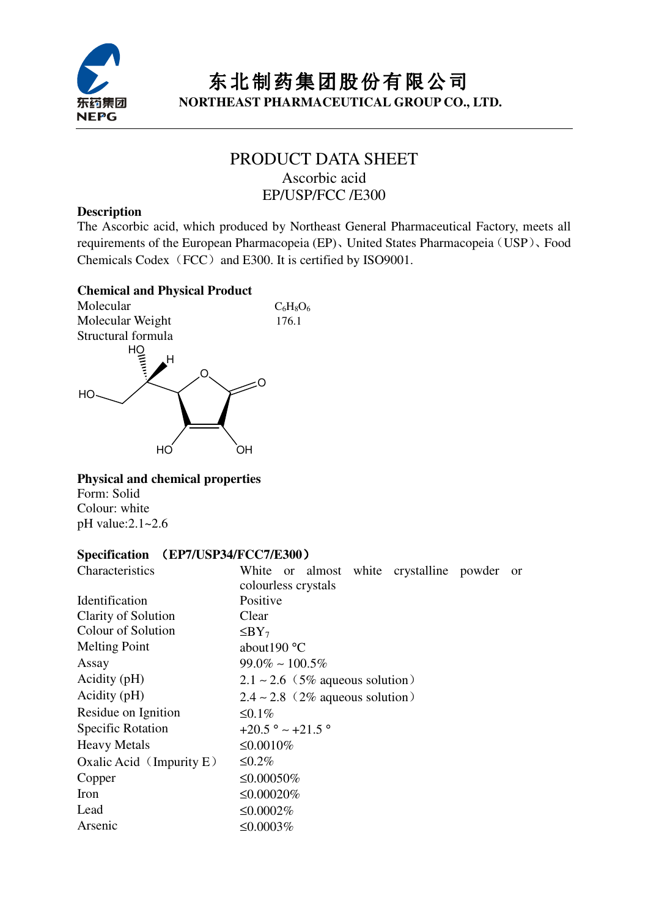# 东北制药集团股份有限公司

**NORTHEAST PHARMACEUTICAL GROUP CO., LTD.**

## PRODUCT DATA SHEET

Ascorbic acid

EP/USP/FCC /E300

**Description**

The Ascorbic acid, which produced by Northeast General Pharmaceutical Factory, meets all requirements of the European Pharmacopeia (EP)、United States Pharmacopeia（USP）、Food Chemicals Codex（FCC）and E300. It is certified by ISO9001.

**Chemical and Physical Product**

| | |
|---|---|
| Molecular | $C_6H_8O_6$ |
| Molecular Weight | 176.1 |
| Structural formula | |

HO
H
O
O
HO
HO
OH

**Physical and chemical properties**

Form: Solid

Colour: white

pH value:2.1~2.6

**Specification （EP7/USP34/FCC7/E300）**

| | |
|---|---|
| Characteristics | White or almost white crystalline powder or colourless crystals |
| Identification | Positive |
| Clarity of Solution | Clear |
| Colour of Solution | ≤$BY_7$ |
| Melting Point | about190 °C |
| Assay | 99.0% ~ 100.5% |
| Acidity (pH) | 2.1 ~ 2.6（5% aqueous solution） |
| Acidity (pH) | 2.4 ~ 2.8（2% aqueous solution） |
| Residue on Ignition | ≤0.1% |
| Specific Rotation | +20.5 ° ~ +21.5 ° |
| Heavy Metals | ≤0.0010% |
| Oxalic Acid（Impurity E） | ≤0.2% |
| Copper | ≤0.00050% |
| Iron | ≤0.00020% |
| Lead | ≤0.0002% |
| Arsenic | ≤0.0003% |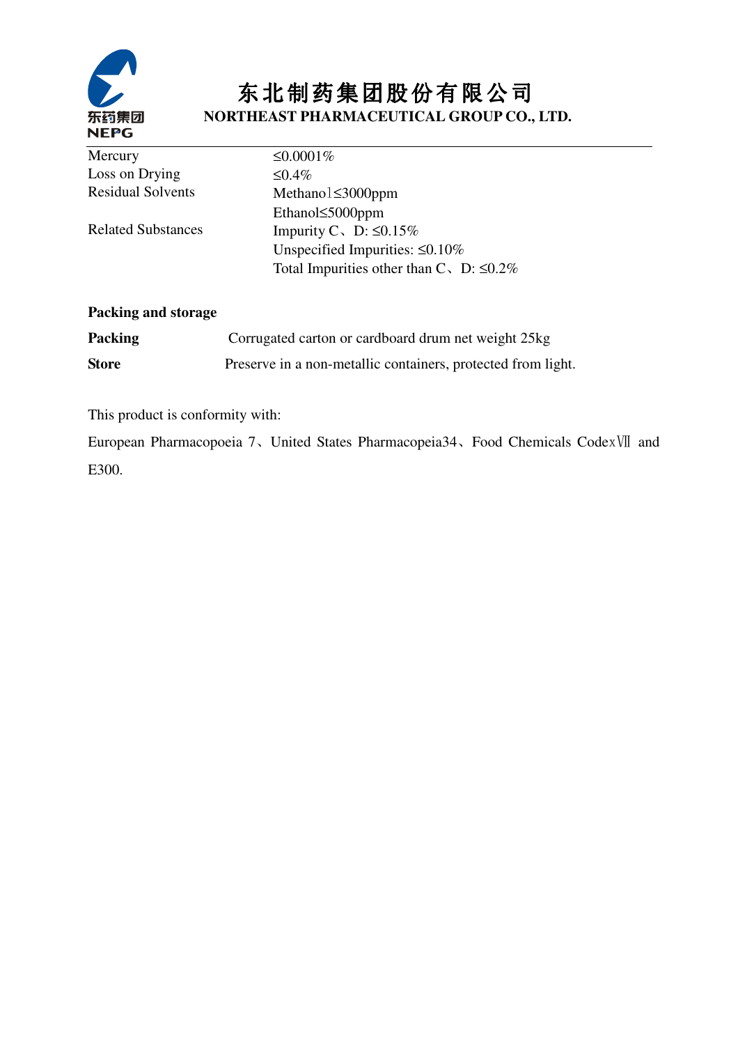| | |
|---|---|
| Mercury | ≤0.0001% |
| Loss on Drying | ≤0.4% |
| Residual Solvents | Methanol≤3000ppm |
| | Ethanol≤5000ppm |
| Related Substances | Impurity C、D: ≤0.15% |
| | Unspecified Impurities: ≤0.10% |
| | Total Impurities other than C、D: ≤0.2% |

**Packing and storage**

**Packing** Corrugated carton or cardboard drum net weight 25kg

**Store** Preserve in a non-metallic containers, protected from light.

This product is conformity with:

European Pharmacopoeia 7、United States Pharmacopeia34、Food Chemicals CodexⅦ and E300.